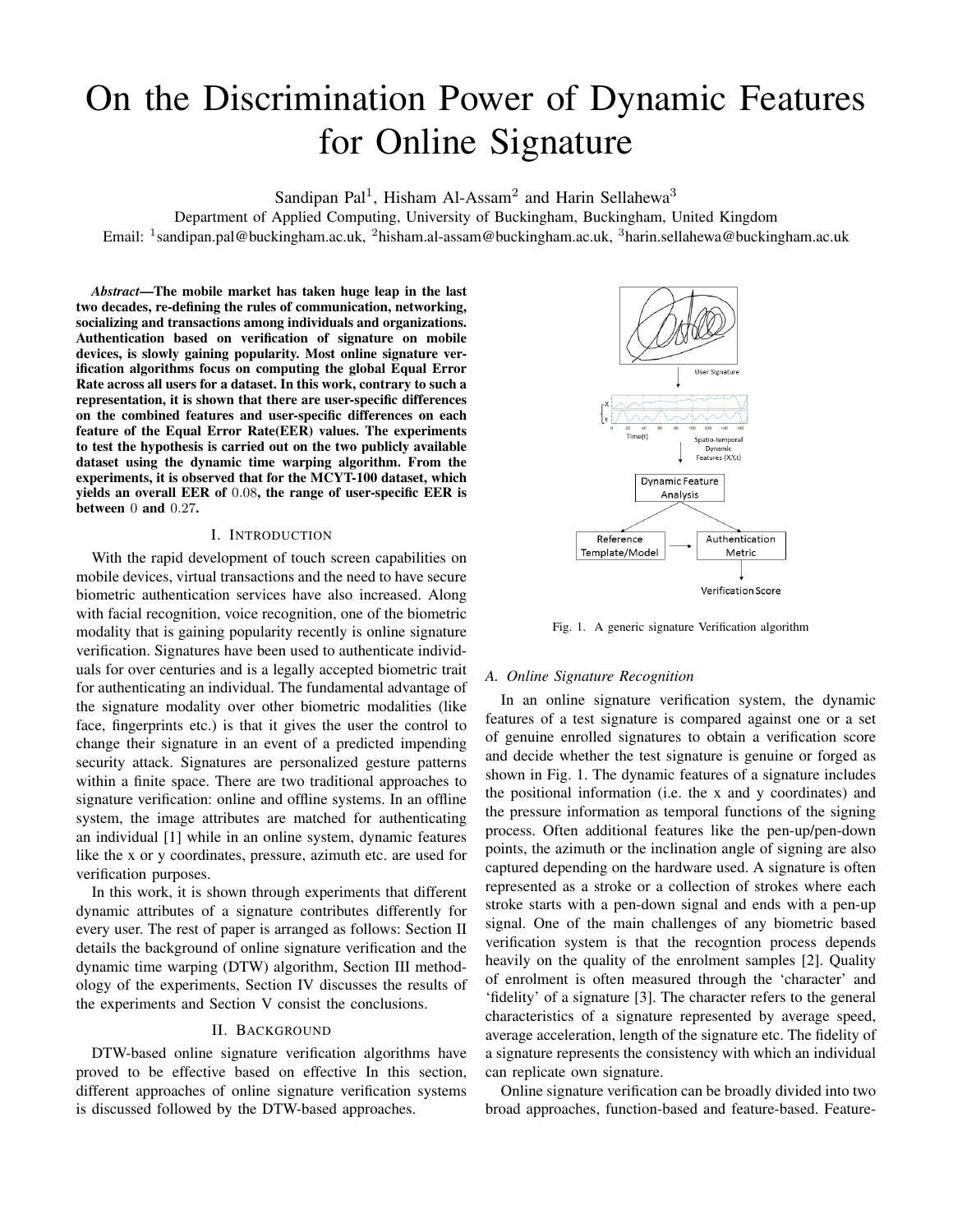# On the Discrimination Power of Dynamic Features for Online Signature

Sandipan Pal[1], Hisham Al-Assam[2] and Harin Sellahewa[3]

Department of Applied Computing, University of Buckingham, Buckingham, United Kingdom

Email: [1]sandipan.pal@buckingham.ac.uk, [2]hisham.al-assam@buckingham.ac.uk, [3]harin.sellahewa@buckingham.ac.uk

***Abstract*—The mobile market has taken huge leap in the last two decades, re-defining the rules of communication, networking, socializing and transactions among individuals and organizations. Authentication based on verification of signature on mobile devices, is slowly gaining popularity. Most online signature verification algorithms focus on computing the global Equal Error Rate across all users for a dataset. In this work, contrary to such a representation, it is shown that there are user-specific differences on the combined features and user-specific differences on each feature of the Equal Error Rate(EER) values. The experiments to test the hypothesis is carried out on the two publicly available dataset using the dynamic time warping algorithm. From the experiments, it is observed that for the MCYT-100 dataset, which yields an overall EER of $0.08$, the range of user-specific EER is between $0$ and $0.27$.**

## I. Introduction

With the rapid development of touch screen capabilities on mobile devices, virtual transactions and the need to have secure biometric authentication services have also increased. Along with facial recognition, voice recognition, one of the biometric modality that is gaining popularity recently is online signature verification. Signatures have been used to authenticate individuals for over centuries and is a legally accepted biometric trait for authenticating an individual. The fundamental advantage of the signature modality over other biometric modalities (like face, fingerprints etc.) is that it gives the user the control to change their signature in an event of a predicted impending security attack. Signatures are personalized gesture patterns within a finite space. There are two traditional approaches to signature verification: online and offline systems. In an offline system, the image attributes are matched for authenticating an individual [1] while in an online system, dynamic features like the x or y coordinates, pressure, azimuth etc. are used for verification purposes.

In this work, it is shown through experiments that different dynamic attributes of a signature contributes differently for every user. The rest of paper is arranged as follows: Section II details the background of online signature verification and the dynamic time warping (DTW) algorithm, Section III methodology of the experiments, Section IV discusses the results of the experiments and Section V consist the conclusions.

## II. Background

DTW-based online signature verification algorithms have proved to be effective based on effective In this section, different approaches of online signature verification systems is discussed followed by the DTW-based approaches.

Fig. 1. A generic signature Verification algorithm

### A. Online Signature Recognition

In an online signature verification system, the dynamic features of a test signature is compared against one or a set of genuine enrolled signatures to obtain a verification score and decide whether the test signature is genuine or forged as shown in Fig. 1. The dynamic features of a signature includes the positional information (i.e. the x and y coordinates) and the pressure information as temporal functions of the signing process. Often additional features like the pen-up/pen-down points, the azimuth or the inclination angle of signing are also captured depending on the hardware used. A signature is often represented as a stroke or a collection of strokes where each stroke starts with a pen-down signal and ends with a pen-up signal. One of the main challenges of any biometric based verification system is that the recogntion process depends heavily on the quality of the enrolment samples [2]. Quality of enrolment is often measured through the 'character' and 'fidelity' of a signature [3]. The character refers to the general characteristics of a signature represented by average speed, average acceleration, length of the signature etc. The fidelity of a signature represents the consistency with which an individual can replicate own signature.

Online signature verification can be broadly divided into two broad approaches, function-based and feature-based. Feature-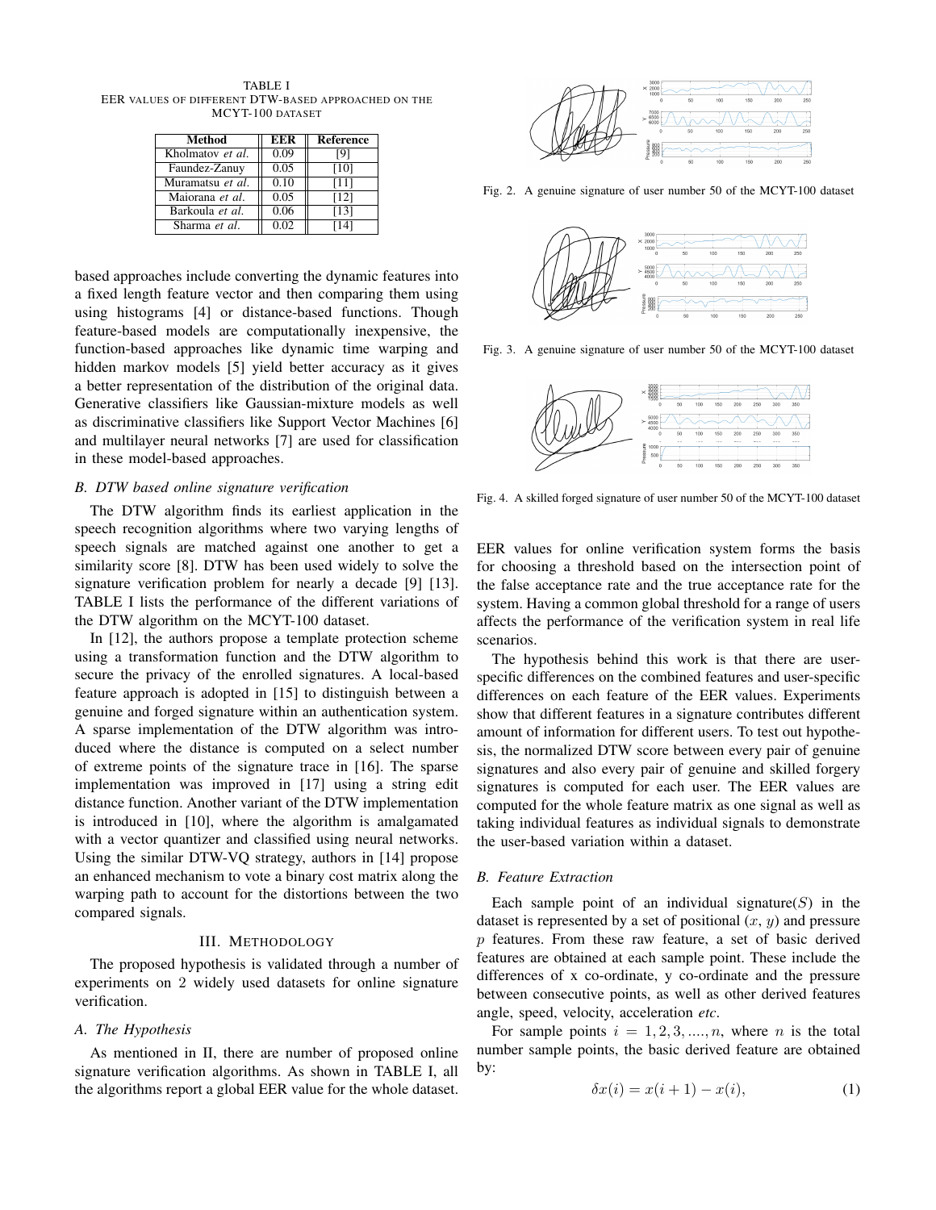TABLE I
EER VALUES OF DIFFERENT DTW-BASED APPROACHED ON THE MCYT-100 DATASET

| Method | EER | Reference |
|---|---|---|
| Kholmatov *et al.* | 0.09 | [9] |
| Faundez-Zanuy | 0.05 | [10] |
| Muramatsu *et al.* | 0.10 | [11] |
| Maiorana *et al.* | 0.05 | [12] |
| Barkoula *et al.* | 0.06 | [13] |
| Sharma *et al.* | 0.02 | [14] |

based approaches include converting the dynamic features into a fixed length feature vector and then comparing them using using histograms [4] or distance-based functions. Though feature-based models are computationally inexpensive, the function-based approaches like dynamic time warping and hidden markov models [5] yield better accuracy as it gives a better representation of the distribution of the original data. Generative classifiers like Gaussian-mixture models as well as discriminative classifiers like Support Vector Machines [6] and multilayer neural networks [7] are used for classification in these model-based approaches.

### B. DTW based online signature verification

The DTW algorithm finds its earliest application in the speech recognition algorithms where two varying lengths of speech signals are matched against one another to get a similarity score [8]. DTW has been used widely to solve the signature verification problem for nearly a decade [9] [13]. TABLE I lists the performance of the different variations of the DTW algorithm on the MCYT-100 dataset.

In [12], the authors propose a template protection scheme using a transformation function and the DTW algorithm to secure the privacy of the enrolled signatures. A local-based feature approach is adopted in [15] to distinguish between a genuine and forged signature within an authentication system. A sparse implementation of the DTW algorithm was introduced where the distance is computed on a select number of extreme points of the signature trace in [16]. The sparse implementation was improved in [17] using a string edit distance function. Another variant of the DTW implementation is introduced in [10], where the algorithm is amalgamated with a vector quantizer and classified using neural networks. Using the similar DTW-VQ strategy, authors in [14] propose an enhanced mechanism to vote a binary cost matrix along the warping path to account for the distortions between the two compared signals.

## III. METHODOLOGY

The proposed hypothesis is validated through a number of experiments on 2 widely used datasets for online signature verification.

### A. The Hypothesis

As mentioned in II, there are number of proposed online signature verification algorithms. As shown in TABLE I, all the algorithms report a global EER value for the whole dataset.

Fig. 2. A genuine signature of user number 50 of the MCYT-100 dataset

Fig. 3. A genuine signature of user number 50 of the MCYT-100 dataset

Fig. 4. A skilled forged signature of user number 50 of the MCYT-100 dataset

EER values for online verification system forms the basis for choosing a threshold based on the intersection point of the false acceptance rate and the true acceptance rate for the system. Having a common global threshold for a range of users affects the performance of the verification system in real life scenarios.

The hypothesis behind this work is that there are user-specific differences on the combined features and user-specific differences on each feature of the EER values. Experiments show that different features in a signature contributes different amount of information for different users. To test out hypothesis, the normalized DTW score between every pair of genuine signatures and also every pair of genuine and skilled forgery signatures is computed for each user. The EER values are computed for the whole feature matrix as one signal as well as taking individual features as individual signals to demonstrate the user-based variation within a dataset.

### B. Feature Extraction

Each sample point of an individual signature($S$) in the dataset is represented by a set of positional ($x$, $y$) and pressure $p$ features. From these raw feature, a set of basic derived features are obtained at each sample point. These include the differences of x co-ordinate, y co-ordinate and the pressure between consecutive points, as well as other derived features angle, speed, velocity, acceleration *etc*.

For sample points $i = 1, 2, 3, ...., n$, where $n$ is the total number sample points, the basic derived feature are obtained by:

$$\delta x(i) = x(i+1) - x(i), \tag{1}$$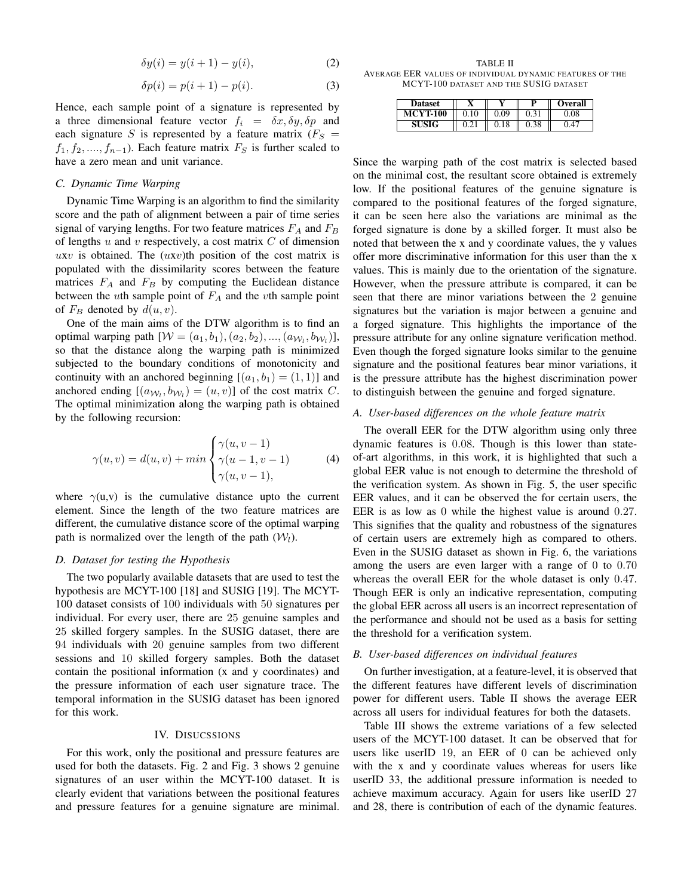$$\delta y(i) = y(i+1) - y(i), \tag{2}$$

$$\delta p(i) = p(i+1) - p(i). \tag{3}$$

Hence, each sample point of a signature is represented by a three dimensional feature vector $f_i = \delta x, \delta y, \delta p$ and each signature $S$ is represented by a feature matrix ($F_S = f_1, f_2, ...., f_{n-1}$). Each feature matrix $F_S$ is further scaled to have a zero mean and unit variance.

### *C. Dynamic Time Warping*

Dynamic Time Warping is an algorithm to find the similarity score and the path of alignment between a pair of time series signal of varying lengths. For two feature matrices $F_A$ and $F_B$ of lengths $u$ and $v$ respectively, a cost matrix $C$ of dimension $u$x$v$ is obtained. The ($u$x$v$)th position of the cost matrix is populated with the dissimilarity scores between the feature matrices $F_A$ and $F_B$ by computing the Euclidean distance between the $u$th sample point of $F_A$ and the $v$th sample point of $F_B$ denoted by $d(u, v)$.

One of the main aims of the DTW algorithm is to find an optimal warping path $[\mathcal{W} = (a_1, b_1), (a_2, b_2), ..., (a_{\mathcal{W}_l}, b_{\mathcal{W}_l})]$, so that the distance along the warping path is minimized subjected to the boundary conditions of monotonicity and continuity with an anchored beginning $[(a_1, b_1) = (1, 1)]$ and anchored ending $[(a_{\mathcal{W}_l}, b_{\mathcal{W}_l}) = (u, v)]$ of the cost matrix $C$. The optimal minimization along the warping path is obtained by the following recursion:

$$\gamma(u, v) = d(u, v) + min \begin{cases} \gamma(u, v-1) \\ \gamma(u-1, v-1) \\ \gamma(u, v-1), \end{cases} \tag{4}$$

where $\gamma$(u,v) is the cumulative distance upto the current element. Since the length of the two feature matrices are different, the cumulative distance score of the optimal warping path is normalized over the length of the path ($\mathcal{W}_l$).

### *D. Dataset for testing the Hypothesis*

The two popularly available datasets that are used to test the hypothesis are MCYT-100 [18] and SUSIG [19]. The MCYT-100 dataset consists of 100 individuals with 50 signatures per individual. For every user, there are 25 genuine samples and 25 skilled forgery samples. In the SUSIG dataset, there are 94 individuals with 20 genuine samples from two different sessions and 10 skilled forgery samples. Both the dataset contain the positional information (x and y coordinates) and the pressure information of each user signature trace. The temporal information in the SUSIG dataset has been ignored for this work.

## IV. Disucssions

For this work, only the positional and pressure features are used for both the datasets. Fig. 2 and Fig. 3 shows 2 genuine signatures of an user within the MCYT-100 dataset. It is clearly evident that variations between the positional features and pressure features for a genuine signature are minimal. Since the warping path of the cost matrix is selected based on the minimal cost, the resultant score obtained is extremely low. If the positional features of the genuine signature is compared to the positional features of the forged signature, it can be seen here also the variations are minimal as the forged signature is done by a skilled forger. It must also be noted that between the x and y coordinate values, the y values offer more discriminative information for this user than the x values. This is mainly due to the orientation of the signature. However, when the pressure attribute is compared, it can be seen that there are minor variations between the 2 genuine signatures but the variation is major between a genuine and a forged signature. This highlights the importance of the pressure attribute for any online signature verification method. Even though the forged signature looks similar to the genuine signature and the positional features bear minor variations, it is the pressure attribute has the highest discrimination power to distinguish between the genuine and forged signature.

TABLE II
Average EER values of individual dynamic features of the MCYT-100 dataset and the SUSIG dataset

| Dataset | X | Y | P | Overall |
|---|---|---|---|---|
| **MCYT-100** | 0.10 | 0.09 | 0.31 | 0.08 |
| **SUSIG** | 0.21 | 0.18 | 0.38 | 0.47 |

### *A. User-based differences on the whole feature matrix*

The overall EER for the DTW algorithm using only three dynamic features is 0.08. Though is this lower than state-of-art algorithms, in this work, it is highlighted that such a global EER value is not enough to determine the threshold of the verification system. As shown in Fig. 5, the user specific EER values, and it can be observed the for certain users, the EER is as low as 0 while the highest value is around 0.27. This signifies that the quality and robustness of the signatures of certain users are extremely high as compared to others. Even in the SUSIG dataset as shown in Fig. 6, the variations among the users are even larger with a range of 0 to 0.70 whereas the overall EER for the whole dataset is only 0.47. Though EER is only an indicative representation, computing the global EER across all users is an incorrect representation of the performance and should not be used as a basis for setting the threshold for a verification system.

### *B. User-based differences on individual features*

On further investigation, at a feature-level, it is observed that the different features have different levels of discrimination power for different users. Table II shows the average EER across all users for individual features for both the datasets.

Table III shows the extreme variations of a few selected users of the MCYT-100 dataset. It can be observed that for users like userID 19, an EER of 0 can be achieved only with the x and y coordinate values whereas for users like userID 33, the additional pressure information is needed to achieve maximum accuracy. Again for users like userID 27 and 28, there is contribution of each of the dynamic features.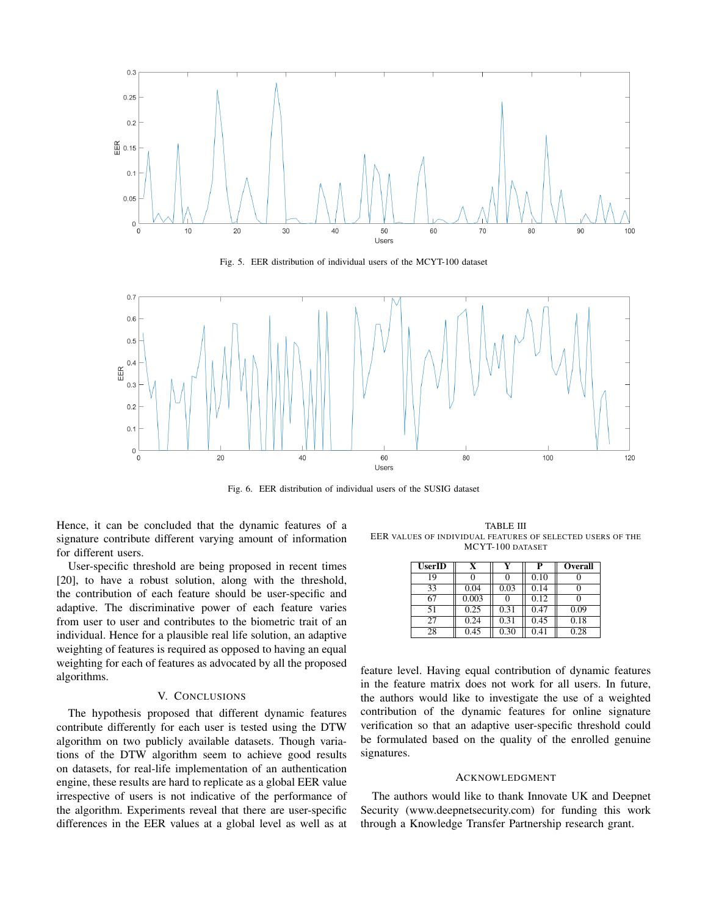Fig. 5. EER distribution of individual users of the MCYT-100 dataset

Fig. 6. EER distribution of individual users of the SUSIG dataset

Hence, it can be concluded that the dynamic features of a signature contribute different varying amount of information for different users.

User-specific threshold are being proposed in recent times [20], to have a robust solution, along with the threshold, the contribution of each feature should be user-specific and adaptive. The discriminative power of each feature varies from user to user and contributes to the biometric trait of an individual. Hence for a plausible real life solution, an adaptive weighting of features is required as opposed to having an equal weighting for each of features as advocated by all the proposed algorithms.

## V. Conclusions

The hypothesis proposed that different dynamic features contribute differently for each user is tested using the DTW algorithm on two publicly available datasets. Though variations of the DTW algorithm seem to achieve good results on datasets, for real-life implementation of an authentication engine, these results are hard to replicate as a global EER value irrespective of users is not indicative of the performance of the algorithm. Experiments reveal that there are user-specific differences in the EER values at a global level as well as at feature level. Having equal contribution of dynamic features in the feature matrix does not work for all users. In future, the authors would like to investigate the use of a weighted contribution of the dynamic features for online signature verification so that an adaptive user-specific threshold could be formulated based on the quality of the enrolled genuine signatures.

TABLE III
EER values of individual features of selected users of the MCYT-100 dataset

| UserID | X | Y | P | Overall |
|---|---|---|---|---|
| 19 | 0 | 0 | 0.10 | 0 |
| 33 | 0.04 | 0.03 | 0.14 | 0 |
| 67 | 0.003 | 0 | 0.12 | 0 |
| 51 | 0.25 | 0.31 | 0.47 | 0.09 |
| 27 | 0.24 | 0.31 | 0.45 | 0.18 |
| 28 | 0.45 | 0.30 | 0.41 | 0.28 |

## Acknowledgment

The authors would like to thank Innovate UK and Deepnet Security (www.deepnetsecurity.com) for funding this work through a Knowledge Transfer Partnership research grant.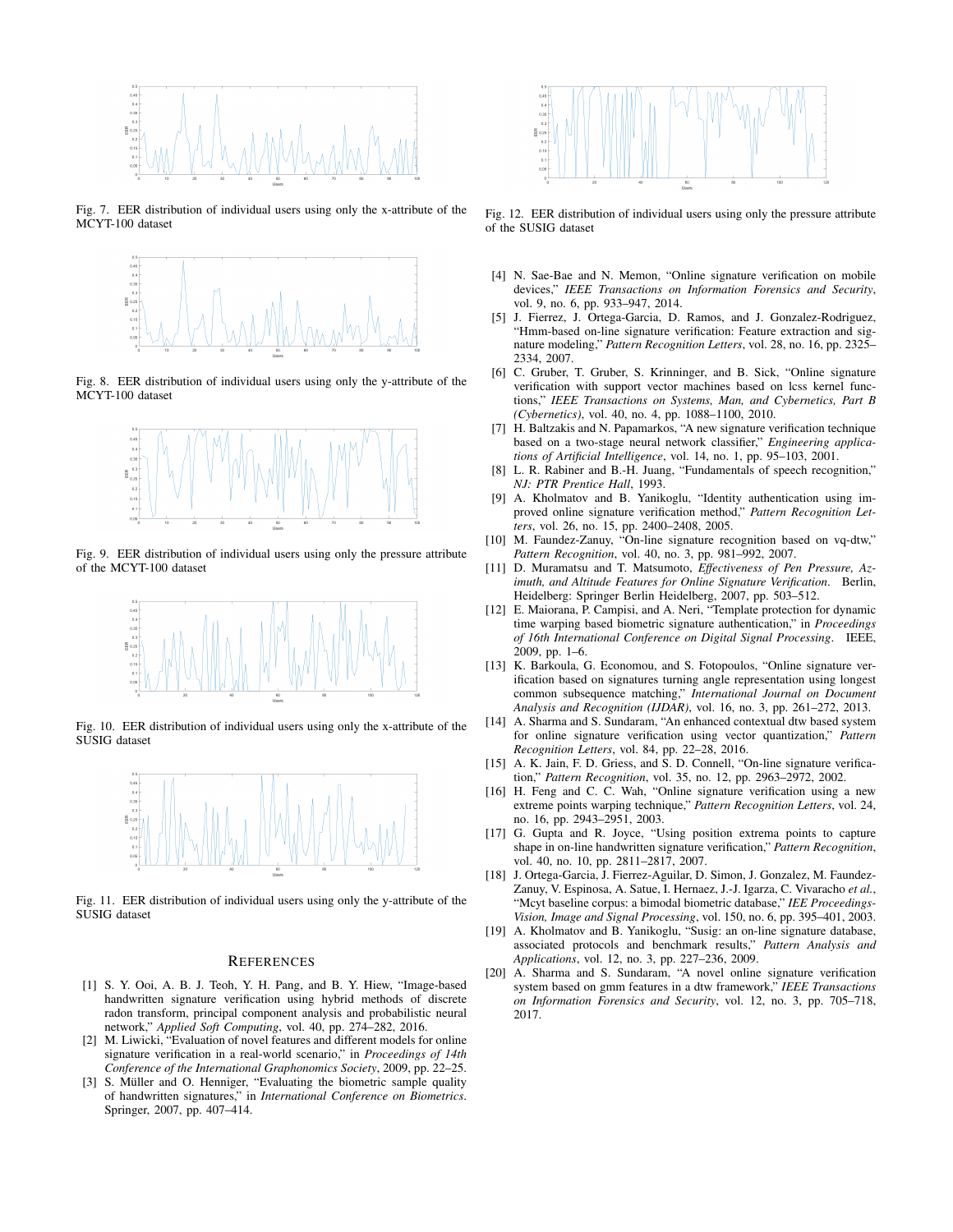EER
Users

Fig. 7. EER distribution of individual users using only the x-attribute of the MCYT-100 dataset

EER
Users

Fig. 8. EER distribution of individual users using only the y-attribute of the MCYT-100 dataset

EER
Users

Fig. 9. EER distribution of individual users using only the pressure attribute of the MCYT-100 dataset

EER
Users

Fig. 10. EER distribution of individual users using only the x-attribute of the SUSIG dataset

EER
Users

Fig. 11. EER distribution of individual users using only the y-attribute of the SUSIG dataset

EER
Users

Fig. 12. EER distribution of individual users using only the pressure attribute of the SUSIG dataset

# References

[1] S. Y. Ooi, A. B. J. Teoh, Y. H. Pang, and B. Y. Hiew, "Image-based handwritten signature verification using hybrid methods of discrete radon transform, principal component analysis and probabilistic neural network," *Applied Soft Computing*, vol. 40, pp. 274–282, 2016.

[2] M. Liwicki, "Evaluation of novel features and different models for online signature verification in a real-world scenario," in *Proceedings of 14th Conference of the International Graphonomics Society*, 2009, pp. 22–25.

[3] S. Müller and O. Henniger, "Evaluating the biometric sample quality of handwritten signatures," in *International Conference on Biometrics*. Springer, 2007, pp. 407–414.

[4] N. Sae-Bae and N. Memon, "Online signature verification on mobile devices," *IEEE Transactions on Information Forensics and Security*, vol. 9, no. 6, pp. 933–947, 2014.

[5] J. Fierrez, J. Ortega-Garcia, D. Ramos, and J. Gonzalez-Rodriguez, "Hmm-based on-line signature verification: Feature extraction and signature modeling," *Pattern Recognition Letters*, vol. 28, no. 16, pp. 2325–2334, 2007.

[6] C. Gruber, T. Gruber, S. Krinninger, and B. Sick, "Online signature verification with support vector machines based on lcss kernel functions," *IEEE Transactions on Systems, Man, and Cybernetics, Part B (Cybernetics)*, vol. 40, no. 4, pp. 1088–1100, 2010.

[7] H. Baltzakis and N. Papamarkos, "A new signature verification technique based on a two-stage neural network classifier," *Engineering applications of Artificial Intelligence*, vol. 14, no. 1, pp. 95–103, 2001.

[8] L. R. Rabiner and B.-H. Juang, "Fundamentals of speech recognition," *NJ: PTR Prentice Hall*, 1993.

[9] A. Kholmatov and B. Yanikoglu, "Identity authentication using improved online signature verification method," *Pattern Recognition Letters*, vol. 26, no. 15, pp. 2400–2408, 2005.

[10] M. Faundez-Zanuy, "On-line signature recognition based on vq-dtw," *Pattern Recognition*, vol. 40, no. 3, pp. 981–992, 2007.

[11] D. Muramatsu and T. Matsumoto, *Effectiveness of Pen Pressure, Azimuth, and Altitude Features for Online Signature Verification*. Berlin, Heidelberg: Springer Berlin Heidelberg, 2007, pp. 503–512.

[12] E. Maiorana, P. Campisi, and A. Neri, "Template protection for dynamic time warping based biometric signature authentication," in *Proceedings of 16th International Conference on Digital Signal Processing*. IEEE, 2009, pp. 1–6.

[13] K. Barkoula, G. Economou, and S. Fotopoulos, "Online signature verification based on signatures turning angle representation using longest common subsequence matching," *International Journal on Document Analysis and Recognition (IJDAR)*, vol. 16, no. 3, pp. 261–272, 2013.

[14] A. Sharma and S. Sundaram, "An enhanced contextual dtw based system for online signature verification using vector quantization," *Pattern Recognition Letters*, vol. 84, pp. 22–28, 2016.

[15] A. K. Jain, F. D. Griess, and S. D. Connell, "On-line signature verification," *Pattern Recognition*, vol. 35, no. 12, pp. 2963–2972, 2002.

[16] H. Feng and C. C. Wah, "Online signature verification using a new extreme points warping technique," *Pattern Recognition Letters*, vol. 24, no. 16, pp. 2943–2951, 2003.

[17] G. Gupta and R. Joyce, "Using position extrema points to capture shape in on-line handwritten signature verification," *Pattern Recognition*, vol. 40, no. 10, pp. 2811–2817, 2007.

[18] J. Ortega-Garcia, J. Fierrez-Aguilar, D. Simon, J. Gonzalez, M. Faundez-Zanuy, V. Espinosa, A. Satue, I. Hernaez, J.-J. Igarza, C. Vivaracho *et al.*, "Mcyt baseline corpus: a bimodal biometric database," *IEE Proceedings-Vision, Image and Signal Processing*, vol. 150, no. 6, pp. 395–401, 2003.

[19] A. Kholmatov and B. Yanikoglu, "Susig: an on-line signature database, associated protocols and benchmark results," *Pattern Analysis and Applications*, vol. 12, no. 3, pp. 227–236, 2009.

[20] A. Sharma and S. Sundaram, "A novel online signature verification system based on gmm features in a dtw framework," *IEEE Transactions on Information Forensics and Security*, vol. 12, no. 3, pp. 705–718, 2017.